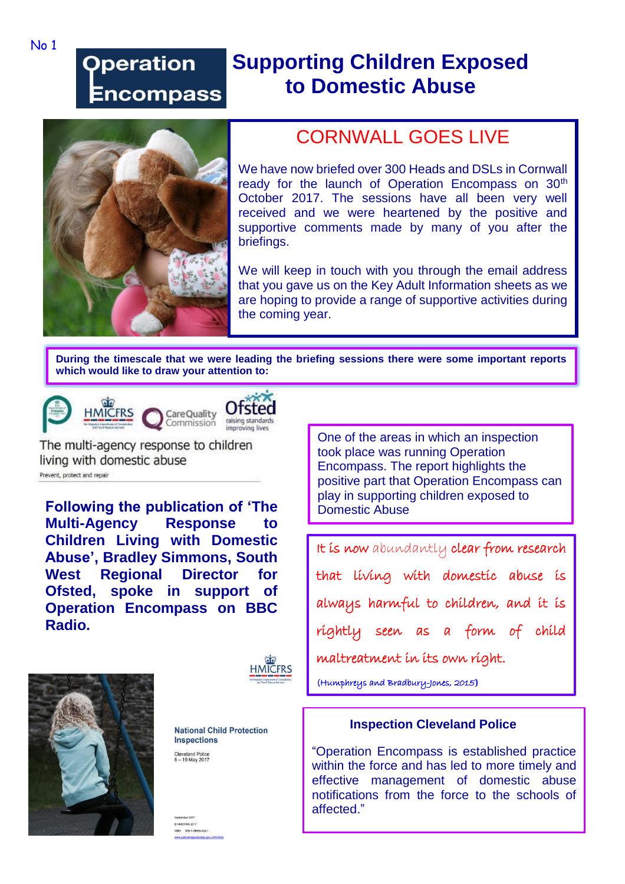No 1

# Operation Encompass

# Supporting Children Exposed to Domestic Abuse

## CORNWALL GOES LIVE

We have now briefed over 300 Heads and DSLs in Cornwall ready for the launch of Operation Encompass on 30th October 2017. The sessions have all been very well received and we were heartened by the positive and supportive comments made by many of you after the briefings.

We will keep in touch with you through the email address that you gave us on the Key Adult Information sheets as we are hoping to provide a range of supportive activities during the coming year.

**During the timescale that we were leading the briefing sessions there were some important reports which would like to draw your attention to:**

HMICFRS | Care Quality Commission | Ofsted raising standards improving lives

The multi-agency response to children living with domestic abuse

Prevent, protect and repair

**Following the publication of 'The Multi-Agency Response to Children Living with Domestic Abuse', Bradley Simmons, South West Regional Director for Ofsted, spoke in support of Operation Encompass on BBC Radio.**

One of the areas in which an inspection took place was running Operation Encompass. The report highlights the positive part that Operation Encompass can play in supporting children exposed to Domestic Abuse

It is now abundantly clear from research that living with domestic abuse is always harmful to children, and it is rightly seen as a form of child maltreatment in its own right.

(Humphreys and Bradbury-Jones, 2015)

HMICFRS

National Child Protection Inspections

Cleveland Police
8 – 19 May 2017

### Inspection Cleveland Police

"Operation Encompass is established practice within the force and has led to more timely and effective management of domestic abuse notifications from the force to the schools of affected."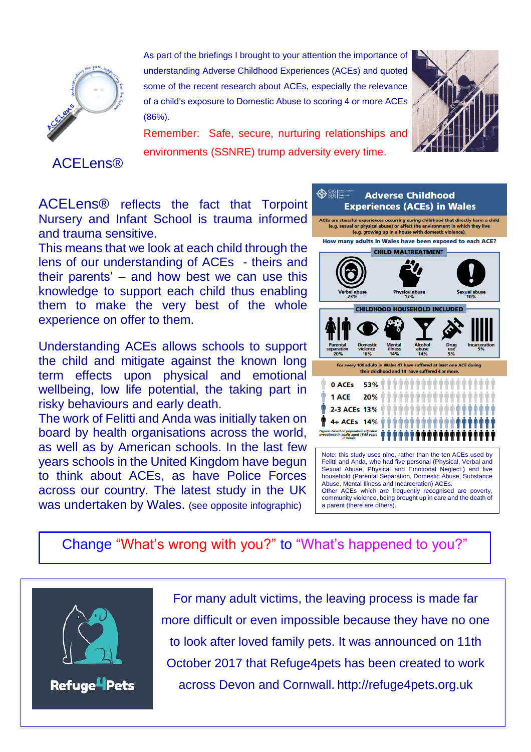As part of the briefings I brought to your attention the importance of understanding Adverse Childhood Experiences (ACEs) and quoted some of the recent research about ACEs, especially the relevance of a child's exposure to Domestic Abuse to scoring 4 or more ACEs (86%).

Remember: Safe, secure, nurturing relationships and environments (SSNRE) trump adversity every time.

ACELens®

ACELens® reflects the fact that Torpoint Nursery and Infant School is trauma informed and trauma sensitive.

This means that we look at each child through the lens of our understanding of ACEs - theirs and their parents' – and how best we can use this knowledge to support each child thus enabling them to make the very best of the whole experience on offer to them.

Understanding ACEs allows schools to support the child and mitigate against the known long term effects upon physical and emotional wellbeing, low life potential, the taking part in risky behaviours and early death.

The work of Felitti and Anda was initially taken on board by health organisations across the world, as well as by American schools. In the last few years schools in the United Kingdom have begun to think about ACEs, as have Police Forces across our country. The latest study in the UK was undertaken by Wales. (see opposite infographic)

**Adverse Childhood Experiences (ACEs) in Wales**

ACEs are stressful experiences occurring during childhood that directly harm a child (e.g. sexual or physical abuse) or affect the environment in which they live (e.g. growing up in a house with domestic violence).

How many adults in Wales have been exposed to each ACE?

CHILD MALTREATMENT

Verbal abuse 23%
Physical abuse 17%
Sexual abuse 10%

CHILDHOOD HOUSEHOLD INCLUDED

Parental separation 20%
Domestic violence 16%
Mental illness 14%
Alcohol abuse 14%
Drug use 5%
Incarceration 5%

For every 100 adults in Wales 47 have suffered at least one ACE during their childhood and 14 have suffered 4 or more.

0 ACEs 53%
1 ACE 20%
2-3 ACEs 13%
4+ ACEs 14%

Figures based on population adjusted prevalence in adults aged 18-69 years in Wales

Note: this study uses nine, rather than the ten ACEs used by Felitti and Anda, who had five personal (Physical, Verbal and Sexual Abuse, Physical and Emotional Neglect.) and five household (Parental Separation, Domestic Abuse, Substance Abuse, Mental Illness and Incarceration) ACEs.
Other ACEs which are frequently recognised are poverty, community violence, being brought up in care and the death of a parent (there are others).

Change "What's wrong with you?" to "What's happened to you?"

Refuge4Pets

For many adult victims, the leaving process is made far more difficult or even impossible because they have no one to look after loved family pets. It was announced on 11th October 2017 that Refuge4pets has been created to work across Devon and Cornwall. http://refuge4pets.org.uk